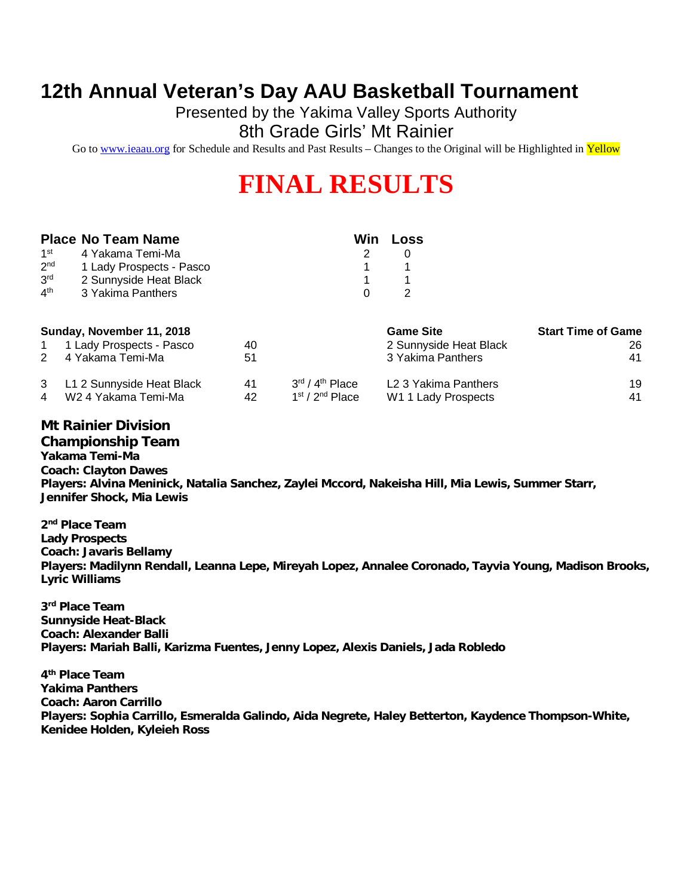# 12th Annual Veteran's Day AAU Basketball Tournament

Presented by the Yakima Valley Sports Authority

8th Grade Girls' Mt Rainier

Go to www.ieaau.org for Schedule and Results and Past Results – Changes to the Original will be Highlighted in Yellow

# FINAL RESULTS

| Place | No | Team Name | Win | Loss |
|---|---|---|---|---|
| 1st | 4 | Yakama Temi-Ma | 2 | 0 |
| 2nd | 1 | Lady Prospects - Pasco | 1 | 1 |
| 3rd | 2 | Sunnyside Heat Black | 1 | 1 |
| 4th | 3 | Yakima Panthers | 0 | 2 |

| Sunday, November 11, 2018 | | | | Game Site | Start Time of Game |
|---|---|---|---|---|---|
| 1 | 1 Lady Prospects - Pasco | 40 | | 2 Sunnyside Heat Black | 26 |
| 2 | 4 Yakama Temi-Ma | 51 | | 3 Yakima Panthers | 41 |
| 3 | L1 2 Sunnyside Heat Black | 41 | 3rd / 4th Place | L2 3 Yakima Panthers | 19 |
| 4 | W2 4 Yakama Temi-Ma | 42 | 1st / 2nd Place | W1 1 Lady Prospects | 41 |

## Mt Rainier Division

## Championship Team

**Yakama Temi-Ma**
**Coach: Clayton Dawes**
**Players: Alvina Meninick, Natalia Sanchez, Zaylei Mccord, Nakeisha Hill, Mia Lewis, Summer Starr, Jennifer Shock, Mia Lewis**

**2nd Place Team**
**Lady Prospects**
**Coach: Javaris Bellamy**
**Players: Madilynn Rendall, Leanna Lepe, Mireyah Lopez, Annalee Coronado, Tayvia Young, Madison Brooks, Lyric Williams**

**3rd Place Team**
**Sunnyside Heat-Black**
**Coach: Alexander Balli**
**Players: Mariah Balli, Karizma Fuentes, Jenny Lopez, Alexis Daniels, Jada Robledo**

**4th Place Team**
**Yakima Panthers**
**Coach: Aaron Carrillo**
**Players: Sophia Carrillo, Esmeralda Galindo, Aida Negrete, Haley Betterton, Kaydence Thompson-White, Kenidee Holden, Kyleieh Ross**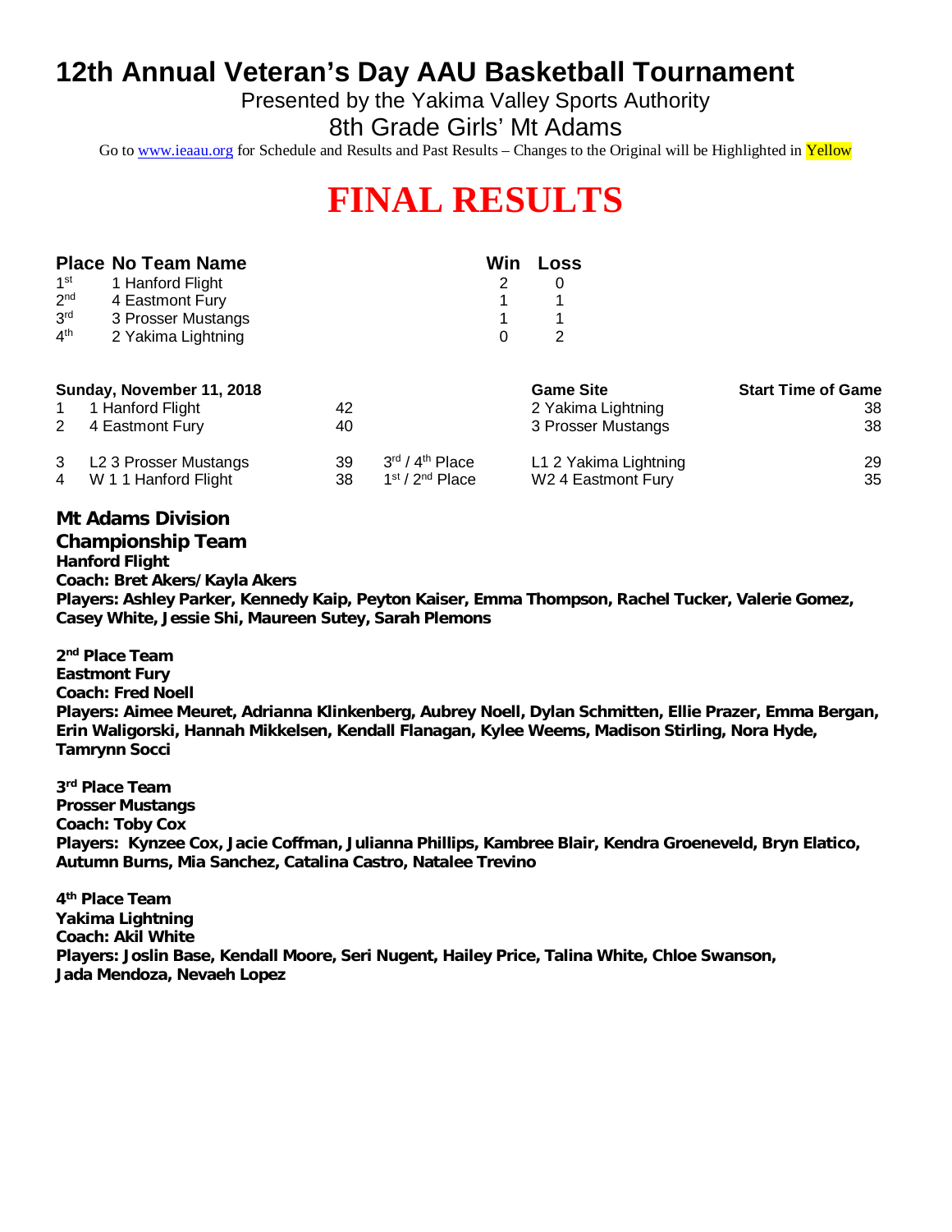# 12th Annual Veteran's Day AAU Basketball Tournament

Presented by the Yakima Valley Sports Authority

8th Grade Girls' Mt Adams

Go to www.ieaau.org for Schedule and Results and Past Results – Changes to the Original will be Highlighted in Yellow

# FINAL RESULTS

| Place | No Team Name | Win | Loss |
|---|---|---|---|
| 1st | 1 Hanford Flight | 2 | 0 |
| 2nd | 4 Eastmont Fury | 1 | 1 |
| 3rd | 3 Prosser Mustangs | 1 | 1 |
| 4th | 2 Yakima Lightning | 0 | 2 |

| Sunday, November 11, 2018 | | | | Game Site | Start Time of Game |
|---|---|---|---|---|---|
| 1 | 1 Hanford Flight | 42 | | 2 Yakima Lightning | 38 |
| 2 | 4 Eastmont Fury | 40 | | 3 Prosser Mustangs | 38 |
| 3 | L2 3 Prosser Mustangs | 39 | 3rd / 4th Place | L1 2 Yakima Lightning | 29 |
| 4 | W 1 1 Hanford Flight | 38 | 1st / 2nd Place | W2 4 Eastmont Fury | 35 |

## Mt Adams Division

## Championship Team

**Hanford Flight**
**Coach: Bret Akers/Kayla Akers**
**Players: Ashley Parker, Kennedy Kaip, Peyton Kaiser, Emma Thompson, Rachel Tucker, Valerie Gomez, Casey White, Jessie Shi, Maureen Sutey, Sarah Plemons**

**2nd Place Team**
**Eastmont Fury**
**Coach: Fred Noell**
**Players: Aimee Meuret, Adrianna Klinkenberg, Aubrey Noell, Dylan Schmitten, Ellie Prazer, Emma Bergan, Erin Waligorski, Hannah Mikkelsen, Kendall Flanagan, Kylee Weems, Madison Stirling, Nora Hyde, Tamrynn Socci**

**3rd Place Team**
**Prosser Mustangs**
**Coach: Toby Cox**
**Players: Kynzee Cox, Jacie Coffman, Julianna Phillips, Kambree Blair, Kendra Groeneveld, Bryn Elatico, Autumn Burns, Mia Sanchez, Catalina Castro, Natalee Trevino**

**4th Place Team**
**Yakima Lightning**
**Coach: Akil White**
**Players: Joslin Base, Kendall Moore, Seri Nugent, Hailey Price, Talina White, Chloe Swanson, Jada Mendoza, Nevaeh Lopez**